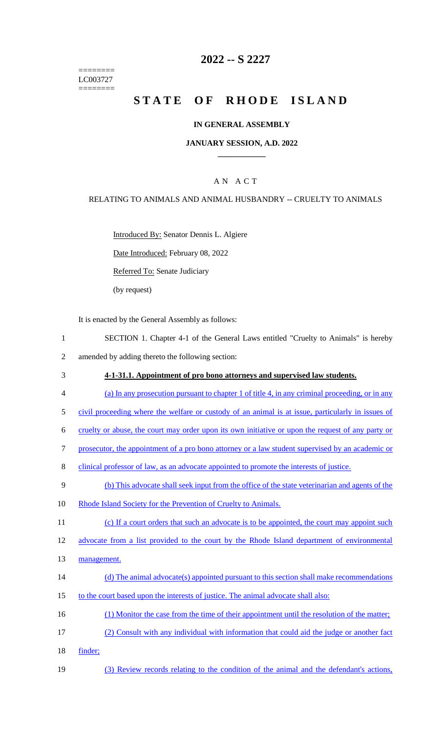========
LC003727
========

# 2022 -- S 2227

# STATE OF RHODE ISLAND

## IN GENERAL ASSEMBLY

### JANUARY SESSION, A.D. 2022

---

## A N A C T

### RELATING TO ANIMALS AND ANIMAL HUSBANDRY -- CRUELTY TO ANIMALS

Introduced By: Senator Dennis L. Algiere

Date Introduced: February 08, 2022

Referred To: Senate Judiciary

(by request)

It is enacted by the General Assembly as follows:

1 SECTION 1. Chapter 4-1 of the General Laws entitled "Cruelty to Animals" is hereby
2 amended by adding thereto the following section:

3 **4-1-31.1. Appointment of pro bono attorneys and supervised law students.**

4 (a) In any prosecution pursuant to chapter 1 of title 4, in any criminal proceeding, or in any
5 civil proceeding where the welfare or custody of an animal is at issue, particularly in issues of
6 cruelty or abuse, the court may order upon its own initiative or upon the request of any party or
7 prosecutor, the appointment of a pro bono attorney or a law student supervised by an academic or
8 clinical professor of law, as an advocate appointed to promote the interests of justice.

9 (b) This advocate shall seek input from the office of the state veterinarian and agents of the
10 Rhode Island Society for the Prevention of Cruelty to Animals.

11 (c) If a court orders that such an advocate is to be appointed, the court may appoint such
12 advocate from a list provided to the court by the Rhode Island department of environmental
13 management.

14 (d) The animal advocate(s) appointed pursuant to this section shall make recommendations
15 to the court based upon the interests of justice. The animal advocate shall also:

16 (1) Monitor the case from the time of their appointment until the resolution of the matter;

17 (2) Consult with any individual with information that could aid the judge or another fact
18 finder;

19 (3) Review records relating to the condition of the animal and the defendant's actions,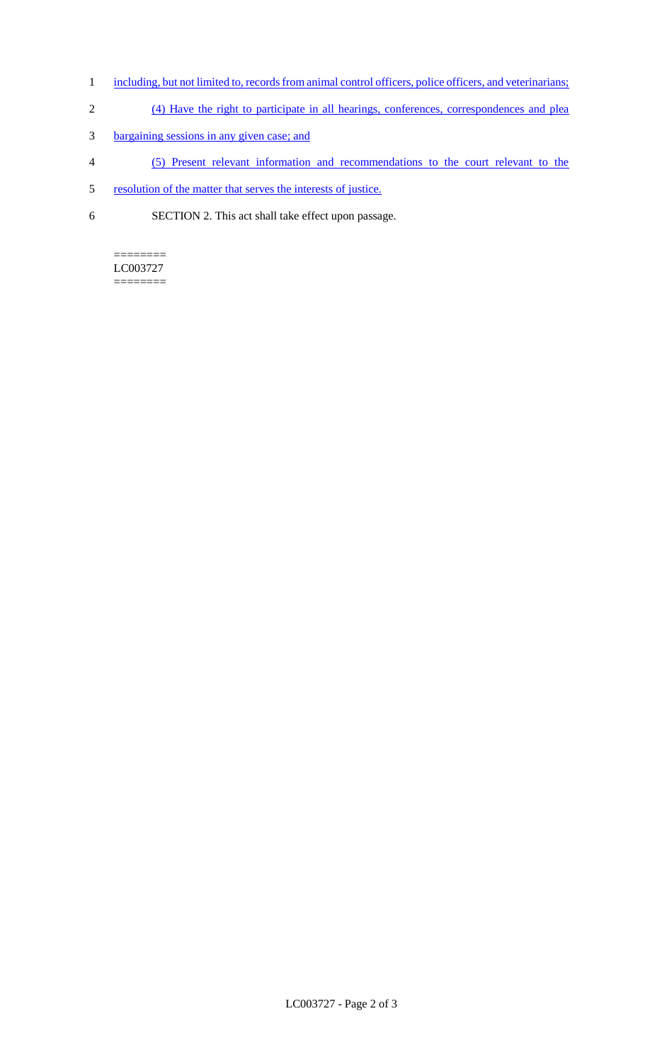including, but not limited to, records from animal control officers, police officers, and veterinarians;

(4) Have the right to participate in all hearings, conferences, correspondences and plea bargaining sessions in any given case; and

(5) Present relevant information and recommendations to the court relevant to the resolution of the matter that serves the interests of justice.

SECTION 2. This act shall take effect upon passage.

========
LC003727
========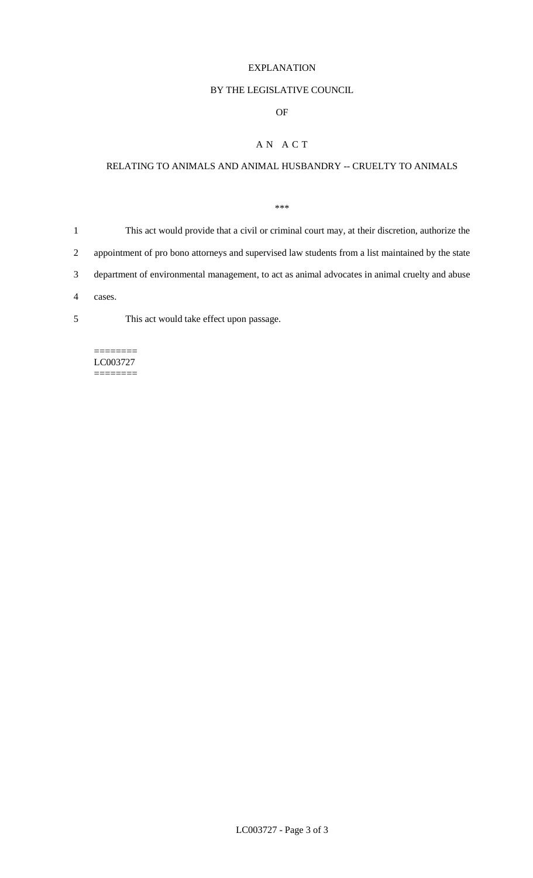EXPLANATION

BY THE LEGISLATIVE COUNCIL

OF

A N A C T

RELATING TO ANIMALS AND ANIMAL HUSBANDRY -- CRUELTY TO ANIMALS

\*\*\*

1 This act would provide that a civil or criminal court may, at their discretion, authorize the
2 appointment of pro bono attorneys and supervised law students from a list maintained by the state
3 department of environmental management, to act as animal advocates in animal cruelty and abuse
4 cases.
5 This act would take effect upon passage.

========
LC003727
========